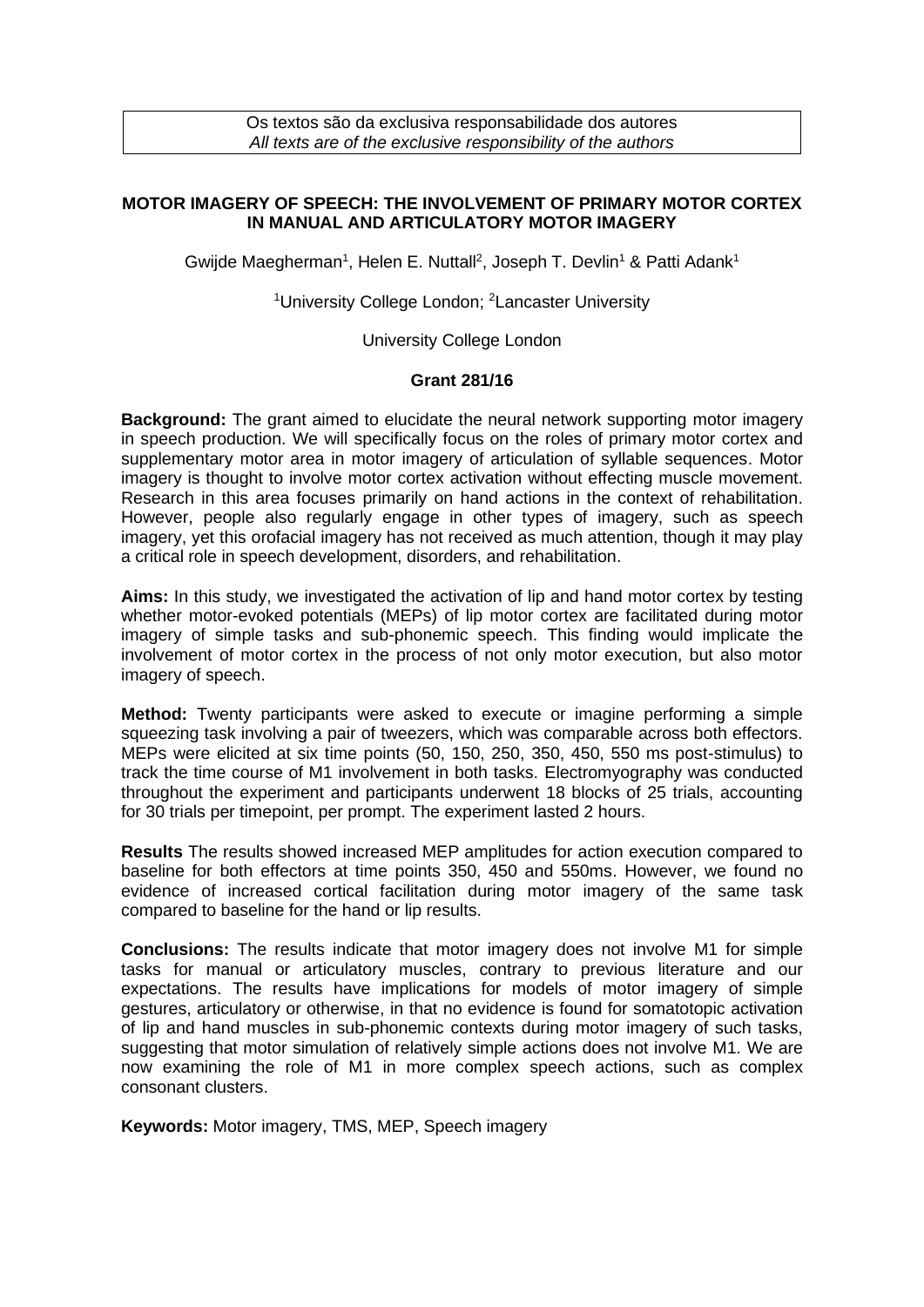Os textos são da exclusiva responsabilidade dos autores
*All texts are of the exclusive responsibility of the authors*

# MOTOR IMAGERY OF SPEECH: THE INVOLVEMENT OF PRIMARY MOTOR CORTEX IN MANUAL AND ARTICULATORY MOTOR IMAGERY

Gwijde Maegherman[1], Helen E. Nuttall[2], Joseph T. Devlin[1] & Patti Adank[1]

[1]University College London; [2]Lancaster University

University College London

**Grant 281/16**

**Background:** The grant aimed to elucidate the neural network supporting motor imagery in speech production. We will specifically focus on the roles of primary motor cortex and supplementary motor area in motor imagery of articulation of syllable sequences. Motor imagery is thought to involve motor cortex activation without effecting muscle movement. Research in this area focuses primarily on hand actions in the context of rehabilitation. However, people also regularly engage in other types of imagery, such as speech imagery, yet this orofacial imagery has not received as much attention, though it may play a critical role in speech development, disorders, and rehabilitation.

**Aims:** In this study, we investigated the activation of lip and hand motor cortex by testing whether motor-evoked potentials (MEPs) of lip motor cortex are facilitated during motor imagery of simple tasks and sub-phonemic speech. This finding would implicate the involvement of motor cortex in the process of not only motor execution, but also motor imagery of speech.

**Method:** Twenty participants were asked to execute or imagine performing a simple squeezing task involving a pair of tweezers, which was comparable across both effectors. MEPs were elicited at six time points (50, 150, 250, 350, 450, 550 ms post-stimulus) to track the time course of M1 involvement in both tasks. Electromyography was conducted throughout the experiment and participants underwent 18 blocks of 25 trials, accounting for 30 trials per timepoint, per prompt. The experiment lasted 2 hours.

**Results** The results showed increased MEP amplitudes for action execution compared to baseline for both effectors at time points 350, 450 and 550ms. However, we found no evidence of increased cortical facilitation during motor imagery of the same task compared to baseline for the hand or lip results.

**Conclusions:** The results indicate that motor imagery does not involve M1 for simple tasks for manual or articulatory muscles, contrary to previous literature and our expectations. The results have implications for models of motor imagery of simple gestures, articulatory or otherwise, in that no evidence is found for somatotopic activation of lip and hand muscles in sub-phonemic contexts during motor imagery of such tasks, suggesting that motor simulation of relatively simple actions does not involve M1. We are now examining the role of M1 in more complex speech actions, such as complex consonant clusters.

**Keywords:** Motor imagery, TMS, MEP, Speech imagery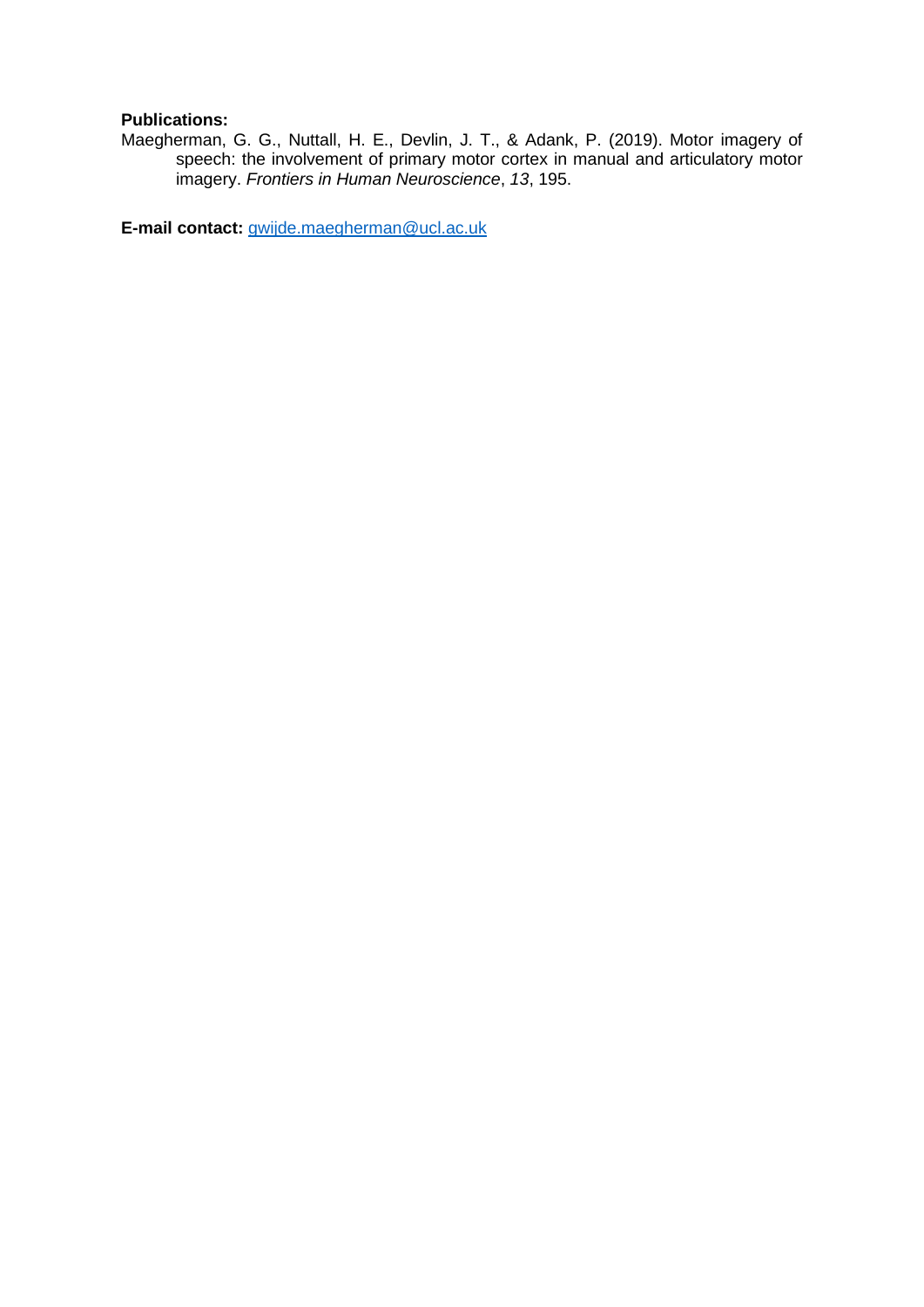**Publications:**

Maegherman, G. G., Nuttall, H. E., Devlin, J. T., & Adank, P. (2019). Motor imagery of speech: the involvement of primary motor cortex in manual and articulatory motor imagery. *Frontiers in Human Neuroscience*, *13*, 195.

**E-mail contact:** gwijde.maegherman@ucl.ac.uk